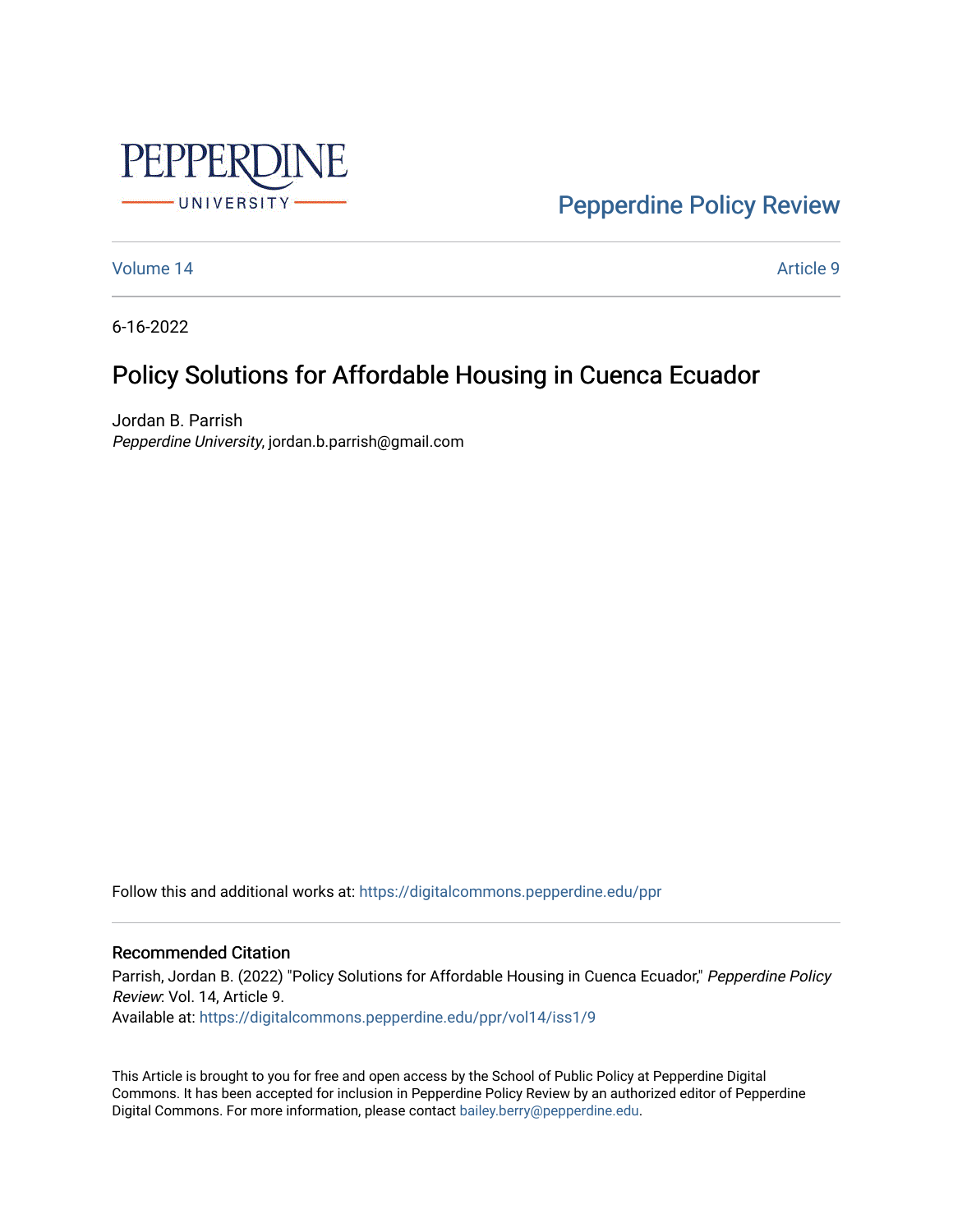Pepperdine University

Pepperdine Policy Review

Volume 14 | Article 9

6-16-2022

# Policy Solutions for Affordable Housing in Cuenca Ecuador

Jordan B. Parrish
*Pepperdine University*, jordan.b.parrish@gmail.com

Follow this and additional works at: https://digitalcommons.pepperdine.edu/ppr

## Recommended Citation

Parrish, Jordan B. (2022) "Policy Solutions for Affordable Housing in Cuenca Ecuador," *Pepperdine Policy Review*: Vol. 14, Article 9.
Available at: https://digitalcommons.pepperdine.edu/ppr/vol14/iss1/9

This Article is brought to you for free and open access by the School of Public Policy at Pepperdine Digital Commons. It has been accepted for inclusion in Pepperdine Policy Review by an authorized editor of Pepperdine Digital Commons. For more information, please contact bailey.berry@pepperdine.edu.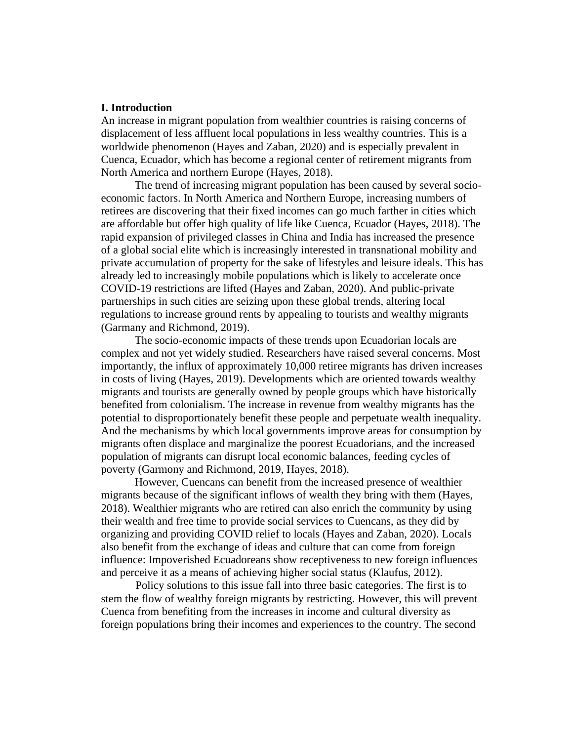**I. Introduction**

An increase in migrant population from wealthier countries is raising concerns of displacement of less affluent local populations in less wealthy countries. This is a worldwide phenomenon (Hayes and Zaban, 2020) and is especially prevalent in Cuenca, Ecuador, which has become a regional center of retirement migrants from North America and northern Europe (Hayes, 2018).

The trend of increasing migrant population has been caused by several socio-economic factors. In North America and Northern Europe, increasing numbers of retirees are discovering that their fixed incomes can go much farther in cities which are affordable but offer high quality of life like Cuenca, Ecuador (Hayes, 2018). The rapid expansion of privileged classes in China and India has increased the presence of a global social elite which is increasingly interested in transnational mobility and private accumulation of property for the sake of lifestyles and leisure ideals. This has already led to increasingly mobile populations which is likely to accelerate once COVID-19 restrictions are lifted (Hayes and Zaban, 2020). And public-private partnerships in such cities are seizing upon these global trends, altering local regulations to increase ground rents by appealing to tourists and wealthy migrants (Garmany and Richmond, 2019).

The socio-economic impacts of these trends upon Ecuadorian locals are complex and not yet widely studied. Researchers have raised several concerns. Most importantly, the influx of approximately 10,000 retiree migrants has driven increases in costs of living (Hayes, 2019). Developments which are oriented towards wealthy migrants and tourists are generally owned by people groups which have historically benefited from colonialism. The increase in revenue from wealthy migrants has the potential to disproportionately benefit these people and perpetuate wealth inequality. And the mechanisms by which local governments improve areas for consumption by migrants often displace and marginalize the poorest Ecuadorians, and the increased population of migrants can disrupt local economic balances, feeding cycles of poverty (Garmony and Richmond, 2019, Hayes, 2018).

However, Cuencans can benefit from the increased presence of wealthier migrants because of the significant inflows of wealth they bring with them (Hayes, 2018). Wealthier migrants who are retired can also enrich the community by using their wealth and free time to provide social services to Cuencans, as they did by organizing and providing COVID relief to locals (Hayes and Zaban, 2020). Locals also benefit from the exchange of ideas and culture that can come from foreign influence: Impoverished Ecuadoreans show receptiveness to new foreign influences and perceive it as a means of achieving higher social status (Klaufus, 2012).

Policy solutions to this issue fall into three basic categories. The first is to stem the flow of wealthy foreign migrants by restricting. However, this will prevent Cuenca from benefiting from the increases in income and cultural diversity as foreign populations bring their incomes and experiences to the country. The second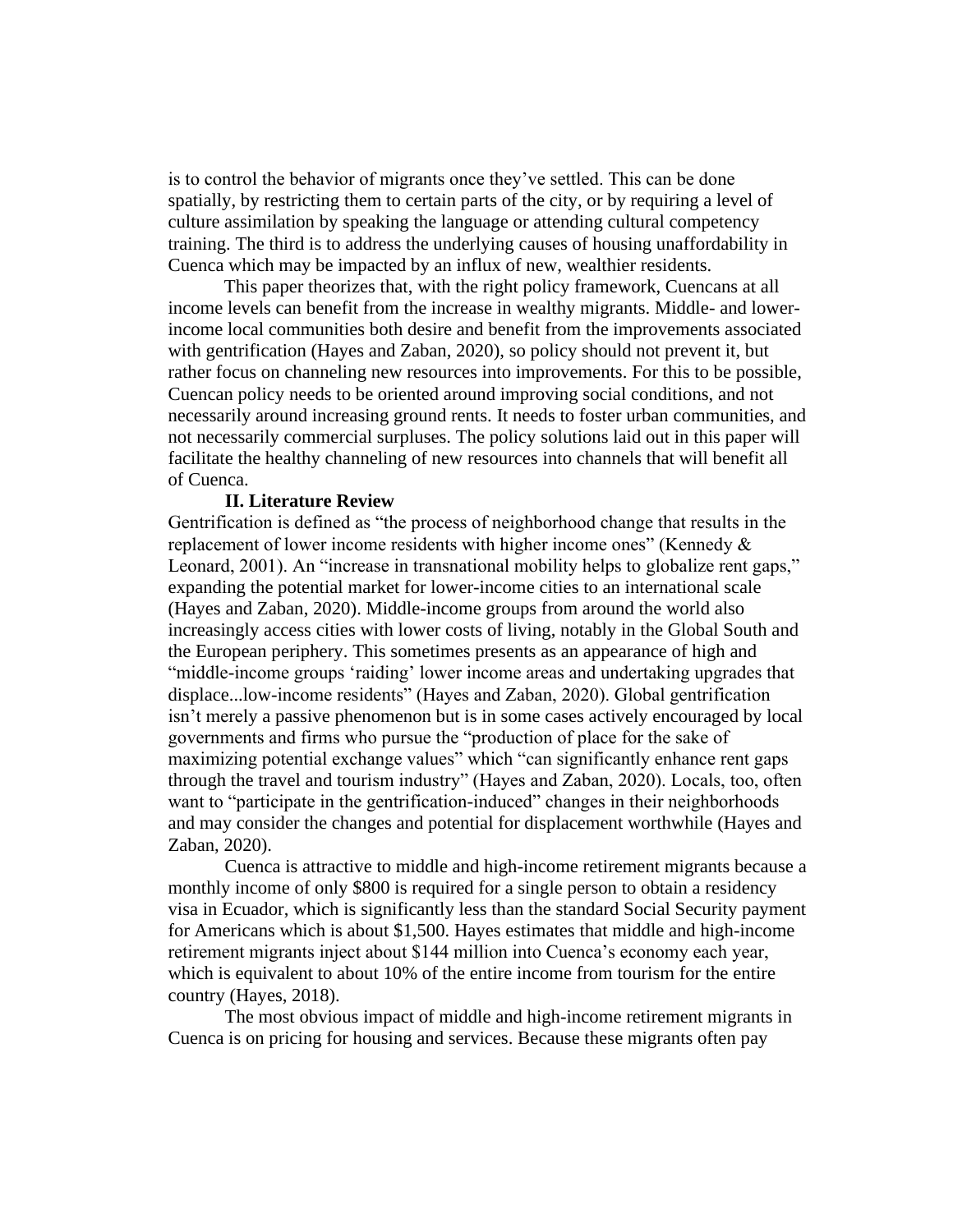is to control the behavior of migrants once they've settled. This can be done spatially, by restricting them to certain parts of the city, or by requiring a level of culture assimilation by speaking the language or attending cultural competency training. The third is to address the underlying causes of housing unaffordability in Cuenca which may be impacted by an influx of new, wealthier residents.

This paper theorizes that, with the right policy framework, Cuencans at all income levels can benefit from the increase in wealthy migrants. Middle- and lower-income local communities both desire and benefit from the improvements associated with gentrification (Hayes and Zaban, 2020), so policy should not prevent it, but rather focus on channeling new resources into improvements. For this to be possible, Cuencan policy needs to be oriented around improving social conditions, and not necessarily around increasing ground rents. It needs to foster urban communities, and not necessarily commercial surpluses. The policy solutions laid out in this paper will facilitate the healthy channeling of new resources into channels that will benefit all of Cuenca.

## II. Literature Review

Gentrification is defined as "the process of neighborhood change that results in the replacement of lower income residents with higher income ones" (Kennedy & Leonard, 2001). An "increase in transnational mobility helps to globalize rent gaps," expanding the potential market for lower-income cities to an international scale (Hayes and Zaban, 2020). Middle-income groups from around the world also increasingly access cities with lower costs of living, notably in the Global South and the European periphery. This sometimes presents as an appearance of high and "middle-income groups 'raiding' lower income areas and undertaking upgrades that displace...low-income residents" (Hayes and Zaban, 2020). Global gentrification isn't merely a passive phenomenon but is in some cases actively encouraged by local governments and firms who pursue the "production of place for the sake of maximizing potential exchange values" which "can significantly enhance rent gaps through the travel and tourism industry" (Hayes and Zaban, 2020). Locals, too, often want to "participate in the gentrification-induced" changes in their neighborhoods and may consider the changes and potential for displacement worthwhile (Hayes and Zaban, 2020).

Cuenca is attractive to middle and high-income retirement migrants because a monthly income of only $800 is required for a single person to obtain a residency visa in Ecuador, which is significantly less than the standard Social Security payment for Americans which is about $1,500. Hayes estimates that middle and high-income retirement migrants inject about $144 million into Cuenca's economy each year, which is equivalent to about 10% of the entire income from tourism for the entire country (Hayes, 2018).

The most obvious impact of middle and high-income retirement migrants in Cuenca is on pricing for housing and services. Because these migrants often pay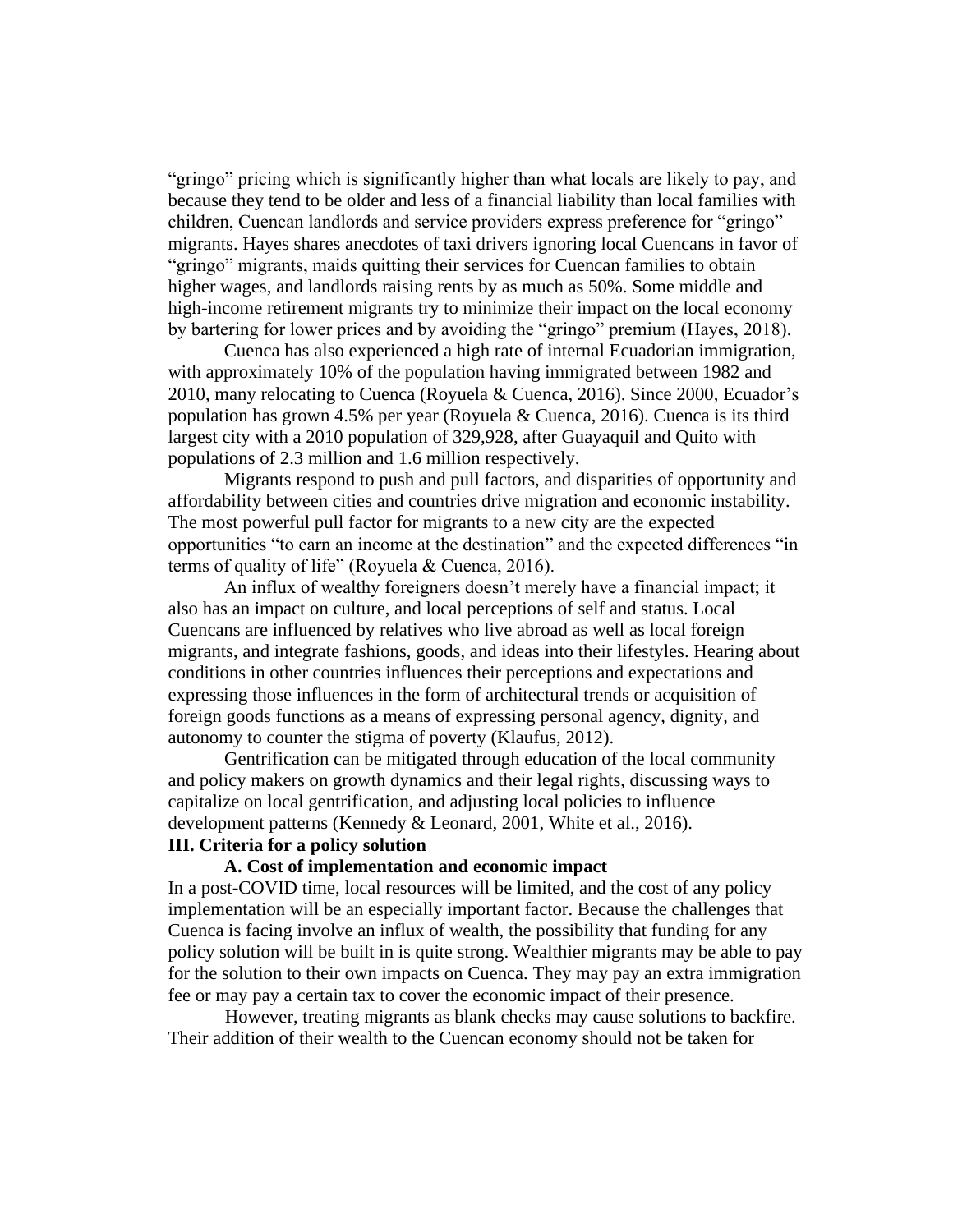“gringo” pricing which is significantly higher than what locals are likely to pay, and because they tend to be older and less of a financial liability than local families with children, Cuencan landlords and service providers express preference for “gringo” migrants. Hayes shares anecdotes of taxi drivers ignoring local Cuencans in favor of “gringo” migrants, maids quitting their services for Cuencan families to obtain higher wages, and landlords raising rents by as much as 50%. Some middle and high-income retirement migrants try to minimize their impact on the local economy by bartering for lower prices and by avoiding the “gringo” premium (Hayes, 2018).

Cuenca has also experienced a high rate of internal Ecuadorian immigration, with approximately 10% of the population having immigrated between 1982 and 2010, many relocating to Cuenca (Royuela & Cuenca, 2016). Since 2000, Ecuador’s population has grown 4.5% per year (Royuela & Cuenca, 2016). Cuenca is its third largest city with a 2010 population of 329,928, after Guayaquil and Quito with populations of 2.3 million and 1.6 million respectively.

Migrants respond to push and pull factors, and disparities of opportunity and affordability between cities and countries drive migration and economic instability. The most powerful pull factor for migrants to a new city are the expected opportunities “to earn an income at the destination” and the expected differences “in terms of quality of life” (Royuela & Cuenca, 2016).

An influx of wealthy foreigners doesn’t merely have a financial impact; it also has an impact on culture, and local perceptions of self and status. Local Cuencans are influenced by relatives who live abroad as well as local foreign migrants, and integrate fashions, goods, and ideas into their lifestyles. Hearing about conditions in other countries influences their perceptions and expectations and expressing those influences in the form of architectural trends or acquisition of foreign goods functions as a means of expressing personal agency, dignity, and autonomy to counter the stigma of poverty (Klaufus, 2012).

Gentrification can be mitigated through education of the local community and policy makers on growth dynamics and their legal rights, discussing ways to capitalize on local gentrification, and adjusting local policies to influence development patterns (Kennedy & Leonard, 2001, White et al., 2016).

## III. Criteria for a policy solution

### A. Cost of implementation and economic impact

In a post-COVID time, local resources will be limited, and the cost of any policy implementation will be an especially important factor. Because the challenges that Cuenca is facing involve an influx of wealth, the possibility that funding for any policy solution will be built in is quite strong. Wealthier migrants may be able to pay for the solution to their own impacts on Cuenca. They may pay an extra immigration fee or may pay a certain tax to cover the economic impact of their presence.

However, treating migrants as blank checks may cause solutions to backfire. Their addition of their wealth to the Cuencan economy should not be taken for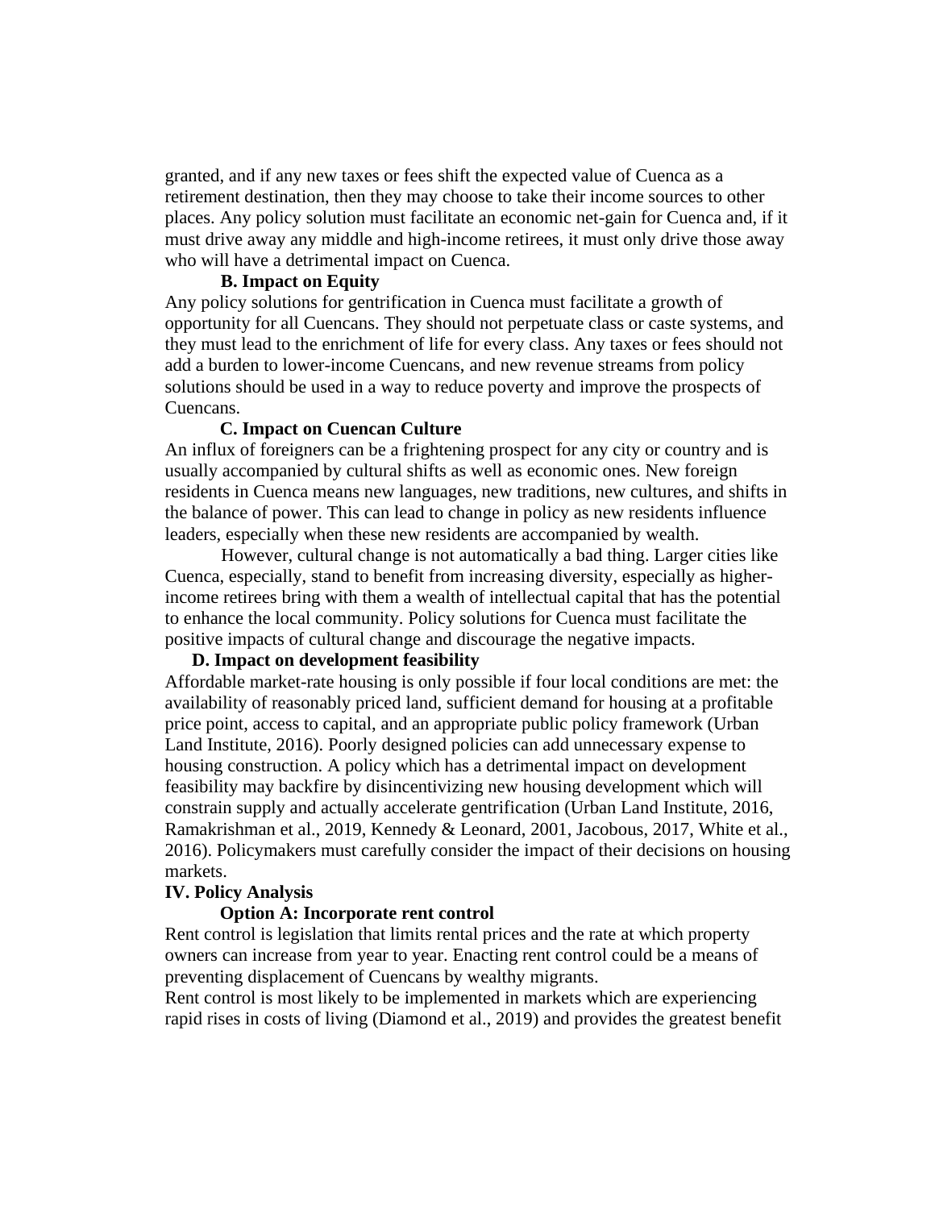granted, and if any new taxes or fees shift the expected value of Cuenca as a retirement destination, then they may choose to take their income sources to other places. Any policy solution must facilitate an economic net-gain for Cuenca and, if it must drive away any middle and high-income retirees, it must only drive those away who will have a detrimental impact on Cuenca.

### B. Impact on Equity

Any policy solutions for gentrification in Cuenca must facilitate a growth of opportunity for all Cuencans. They should not perpetuate class or caste systems, and they must lead to the enrichment of life for every class. Any taxes or fees should not add a burden to lower-income Cuencans, and new revenue streams from policy solutions should be used in a way to reduce poverty and improve the prospects of Cuencans.

### C. Impact on Cuencan Culture

An influx of foreigners can be a frightening prospect for any city or country and is usually accompanied by cultural shifts as well as economic ones. New foreign residents in Cuenca means new languages, new traditions, new cultures, and shifts in the balance of power. This can lead to change in policy as new residents influence leaders, especially when these new residents are accompanied by wealth.

However, cultural change is not automatically a bad thing. Larger cities like Cuenca, especially, stand to benefit from increasing diversity, especially as higher-income retirees bring with them a wealth of intellectual capital that has the potential to enhance the local community. Policy solutions for Cuenca must facilitate the positive impacts of cultural change and discourage the negative impacts.

### D. Impact on development feasibility

Affordable market-rate housing is only possible if four local conditions are met: the availability of reasonably priced land, sufficient demand for housing at a profitable price point, access to capital, and an appropriate public policy framework (Urban Land Institute, 2016). Poorly designed policies can add unnecessary expense to housing construction. A policy which has a detrimental impact on development feasibility may backfire by disincentivizing new housing development which will constrain supply and actually accelerate gentrification (Urban Land Institute, 2016, Ramakrishman et al., 2019, Kennedy & Leonard, 2001, Jacobous, 2017, White et al., 2016). Policymakers must carefully consider the impact of their decisions on housing markets.

## IV. Policy Analysis

### Option A: Incorporate rent control

Rent control is legislation that limits rental prices and the rate at which property owners can increase from year to year. Enacting rent control could be a means of preventing displacement of Cuencans by wealthy migrants.

Rent control is most likely to be implemented in markets which are experiencing rapid rises in costs of living (Diamond et al., 2019) and provides the greatest benefit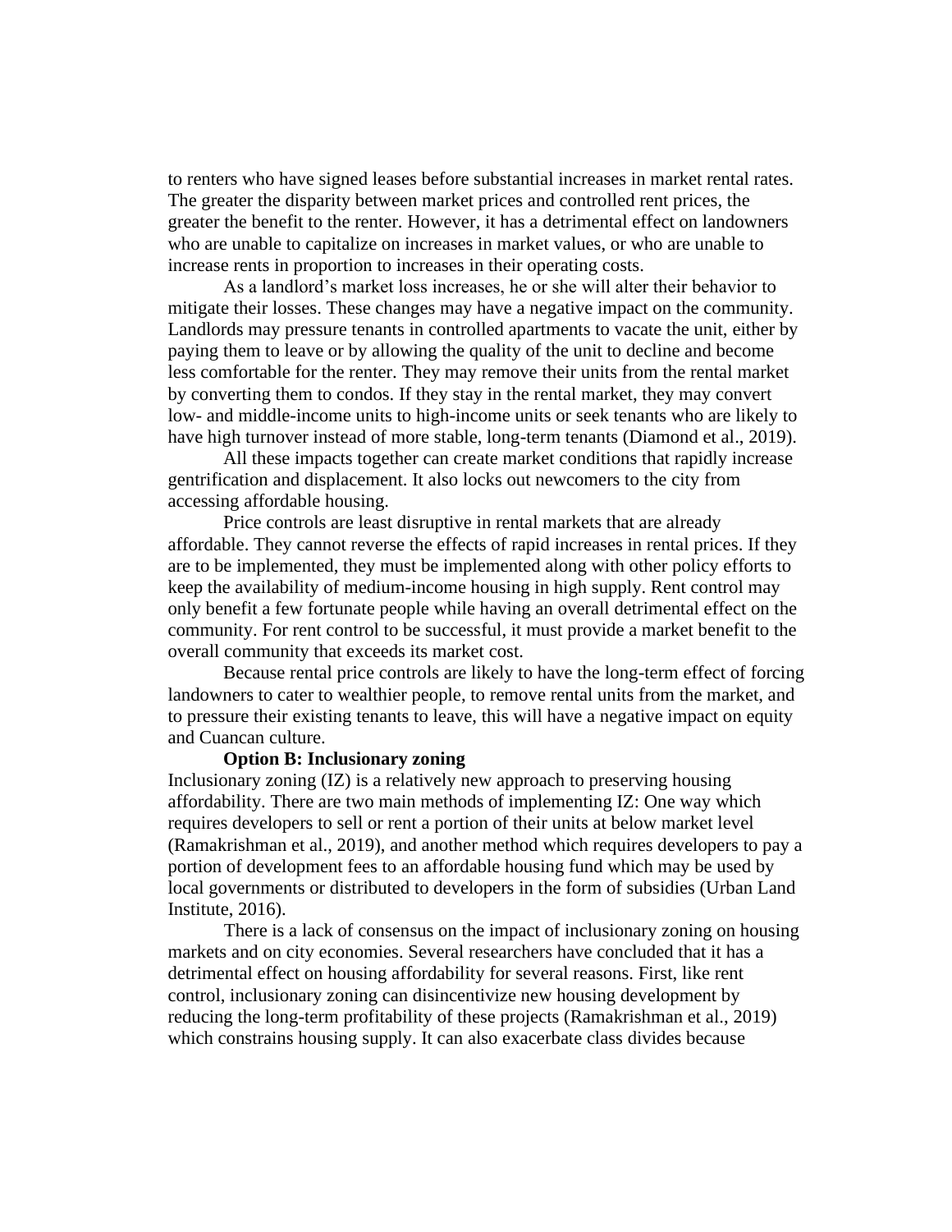to renters who have signed leases before substantial increases in market rental rates. The greater the disparity between market prices and controlled rent prices, the greater the benefit to the renter. However, it has a detrimental effect on landowners who are unable to capitalize on increases in market values, or who are unable to increase rents in proportion to increases in their operating costs.

As a landlord's market loss increases, he or she will alter their behavior to mitigate their losses. These changes may have a negative impact on the community. Landlords may pressure tenants in controlled apartments to vacate the unit, either by paying them to leave or by allowing the quality of the unit to decline and become less comfortable for the renter. They may remove their units from the rental market by converting them to condos. If they stay in the rental market, they may convert low- and middle-income units to high-income units or seek tenants who are likely to have high turnover instead of more stable, long-term tenants (Diamond et al., 2019).

All these impacts together can create market conditions that rapidly increase gentrification and displacement. It also locks out newcomers to the city from accessing affordable housing.

Price controls are least disruptive in rental markets that are already affordable. They cannot reverse the effects of rapid increases in rental prices. If they are to be implemented, they must be implemented along with other policy efforts to keep the availability of medium-income housing in high supply. Rent control may only benefit a few fortunate people while having an overall detrimental effect on the community. For rent control to be successful, it must provide a market benefit to the overall community that exceeds its market cost.

Because rental price controls are likely to have the long-term effect of forcing landowners to cater to wealthier people, to remove rental units from the market, and to pressure their existing tenants to leave, this will have a negative impact on equity and Cuancan culture.

**Option B: Inclusionary zoning**

Inclusionary zoning (IZ) is a relatively new approach to preserving housing affordability. There are two main methods of implementing IZ: One way which requires developers to sell or rent a portion of their units at below market level (Ramakrishman et al., 2019), and another method which requires developers to pay a portion of development fees to an affordable housing fund which may be used by local governments or distributed to developers in the form of subsidies (Urban Land Institute, 2016).

There is a lack of consensus on the impact of inclusionary zoning on housing markets and on city economies. Several researchers have concluded that it has a detrimental effect on housing affordability for several reasons. First, like rent control, inclusionary zoning can disincentivize new housing development by reducing the long-term profitability of these projects (Ramakrishman et al., 2019) which constrains housing supply. It can also exacerbate class divides because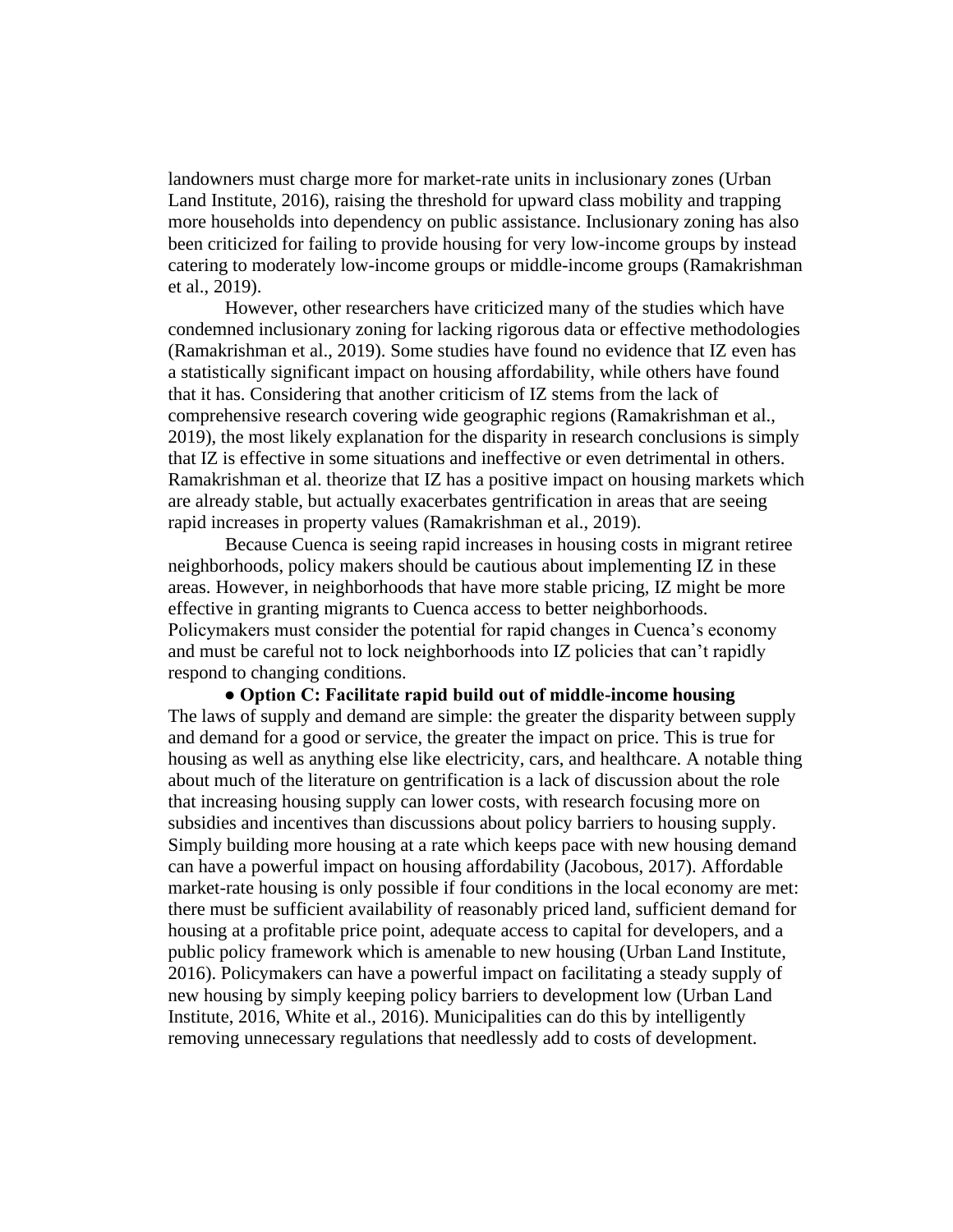landowners must charge more for market-rate units in inclusionary zones (Urban Land Institute, 2016), raising the threshold for upward class mobility and trapping more households into dependency on public assistance. Inclusionary zoning has also been criticized for failing to provide housing for very low-income groups by instead catering to moderately low-income groups or middle-income groups (Ramakrishman et al., 2019).

However, other researchers have criticized many of the studies which have condemned inclusionary zoning for lacking rigorous data or effective methodologies (Ramakrishman et al., 2019). Some studies have found no evidence that IZ even has a statistically significant impact on housing affordability, while others have found that it has. Considering that another criticism of IZ stems from the lack of comprehensive research covering wide geographic regions (Ramakrishman et al., 2019), the most likely explanation for the disparity in research conclusions is simply that IZ is effective in some situations and ineffective or even detrimental in others. Ramakrishman et al. theorize that IZ has a positive impact on housing markets which are already stable, but actually exacerbates gentrification in areas that are seeing rapid increases in property values (Ramakrishman et al., 2019).

Because Cuenca is seeing rapid increases in housing costs in migrant retiree neighborhoods, policy makers should be cautious about implementing IZ in these areas. However, in neighborhoods that have more stable pricing, IZ might be more effective in granting migrants to Cuenca access to better neighborhoods. Policymakers must consider the potential for rapid changes in Cuenca's economy and must be careful not to lock neighborhoods into IZ policies that can't rapidly respond to changing conditions.

- **Option C: Facilitate rapid build out of middle-income housing**

The laws of supply and demand are simple: the greater the disparity between supply and demand for a good or service, the greater the impact on price. This is true for housing as well as anything else like electricity, cars, and healthcare. A notable thing about much of the literature on gentrification is a lack of discussion about the role that increasing housing supply can lower costs, with research focusing more on subsidies and incentives than discussions about policy barriers to housing supply. Simply building more housing at a rate which keeps pace with new housing demand can have a powerful impact on housing affordability (Jacobous, 2017). Affordable market-rate housing is only possible if four conditions in the local economy are met: there must be sufficient availability of reasonably priced land, sufficient demand for housing at a profitable price point, adequate access to capital for developers, and a public policy framework which is amenable to new housing (Urban Land Institute, 2016). Policymakers can have a powerful impact on facilitating a steady supply of new housing by simply keeping policy barriers to development low (Urban Land Institute, 2016, White et al., 2016). Municipalities can do this by intelligently removing unnecessary regulations that needlessly add to costs of development.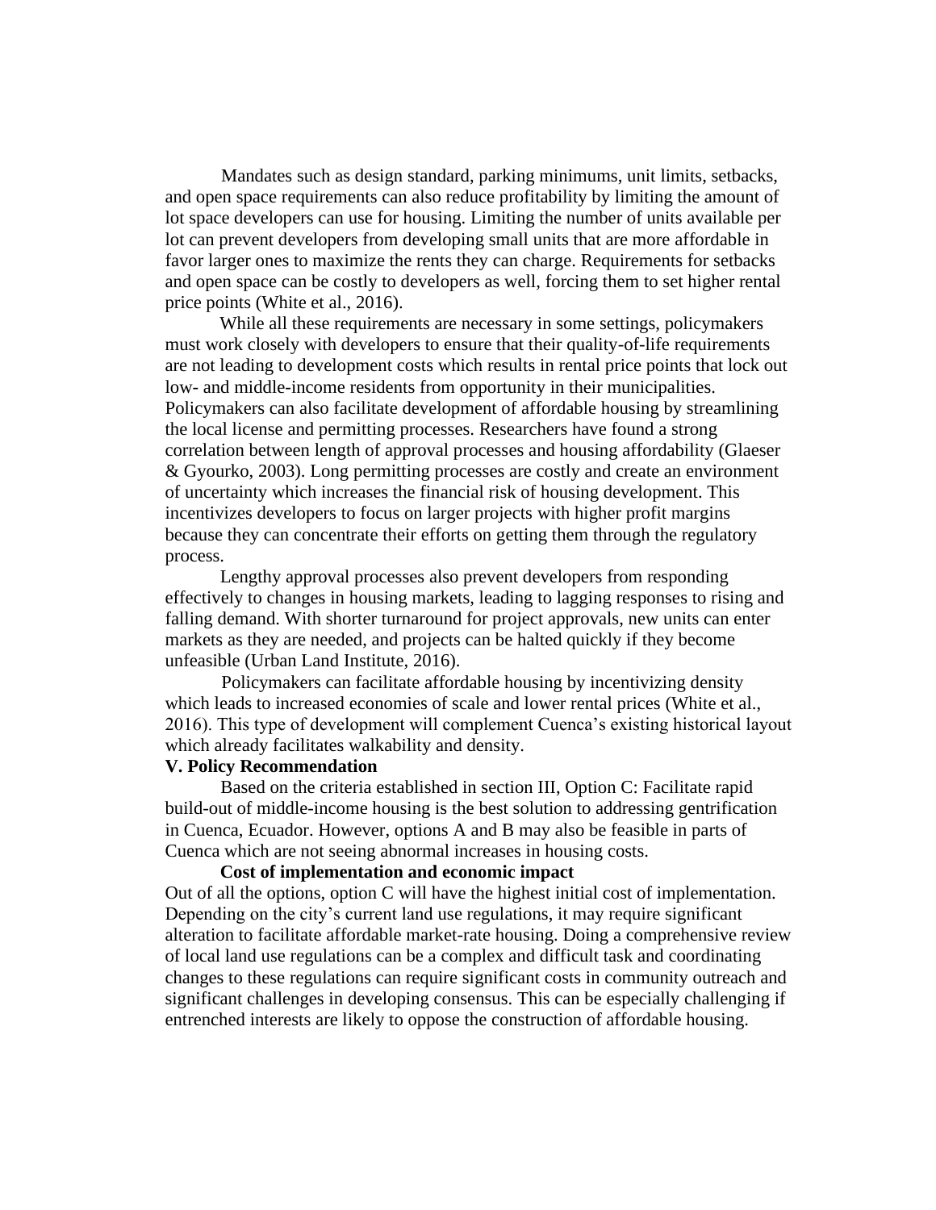Mandates such as design standard, parking minimums, unit limits, setbacks, and open space requirements can also reduce profitability by limiting the amount of lot space developers can use for housing. Limiting the number of units available per lot can prevent developers from developing small units that are more affordable in favor larger ones to maximize the rents they can charge. Requirements for setbacks and open space can be costly to developers as well, forcing them to set higher rental price points (White et al., 2016).

While all these requirements are necessary in some settings, policymakers must work closely with developers to ensure that their quality-of-life requirements are not leading to development costs which results in rental price points that lock out low- and middle-income residents from opportunity in their municipalities. Policymakers can also facilitate development of affordable housing by streamlining the local license and permitting processes. Researchers have found a strong correlation between length of approval processes and housing affordability (Glaeser & Gyourko, 2003). Long permitting processes are costly and create an environment of uncertainty which increases the financial risk of housing development. This incentivizes developers to focus on larger projects with higher profit margins because they can concentrate their efforts on getting them through the regulatory process.

Lengthy approval processes also prevent developers from responding effectively to changes in housing markets, leading to lagging responses to rising and falling demand. With shorter turnaround for project approvals, new units can enter markets as they are needed, and projects can be halted quickly if they become unfeasible (Urban Land Institute, 2016).

Policymakers can facilitate affordable housing by incentivizing density which leads to increased economies of scale and lower rental prices (White et al., 2016). This type of development will complement Cuenca's existing historical layout which already facilitates walkability and density.

## V. Policy Recommendation

Based on the criteria established in section III, Option C: Facilitate rapid build-out of middle-income housing is the best solution to addressing gentrification in Cuenca, Ecuador. However, options A and B may also be feasible in parts of Cuenca which are not seeing abnormal increases in housing costs.

### Cost of implementation and economic impact

Out of all the options, option C will have the highest initial cost of implementation. Depending on the city's current land use regulations, it may require significant alteration to facilitate affordable market-rate housing. Doing a comprehensive review of local land use regulations can be a complex and difficult task and coordinating changes to these regulations can require significant costs in community outreach and significant challenges in developing consensus. This can be especially challenging if entrenched interests are likely to oppose the construction of affordable housing.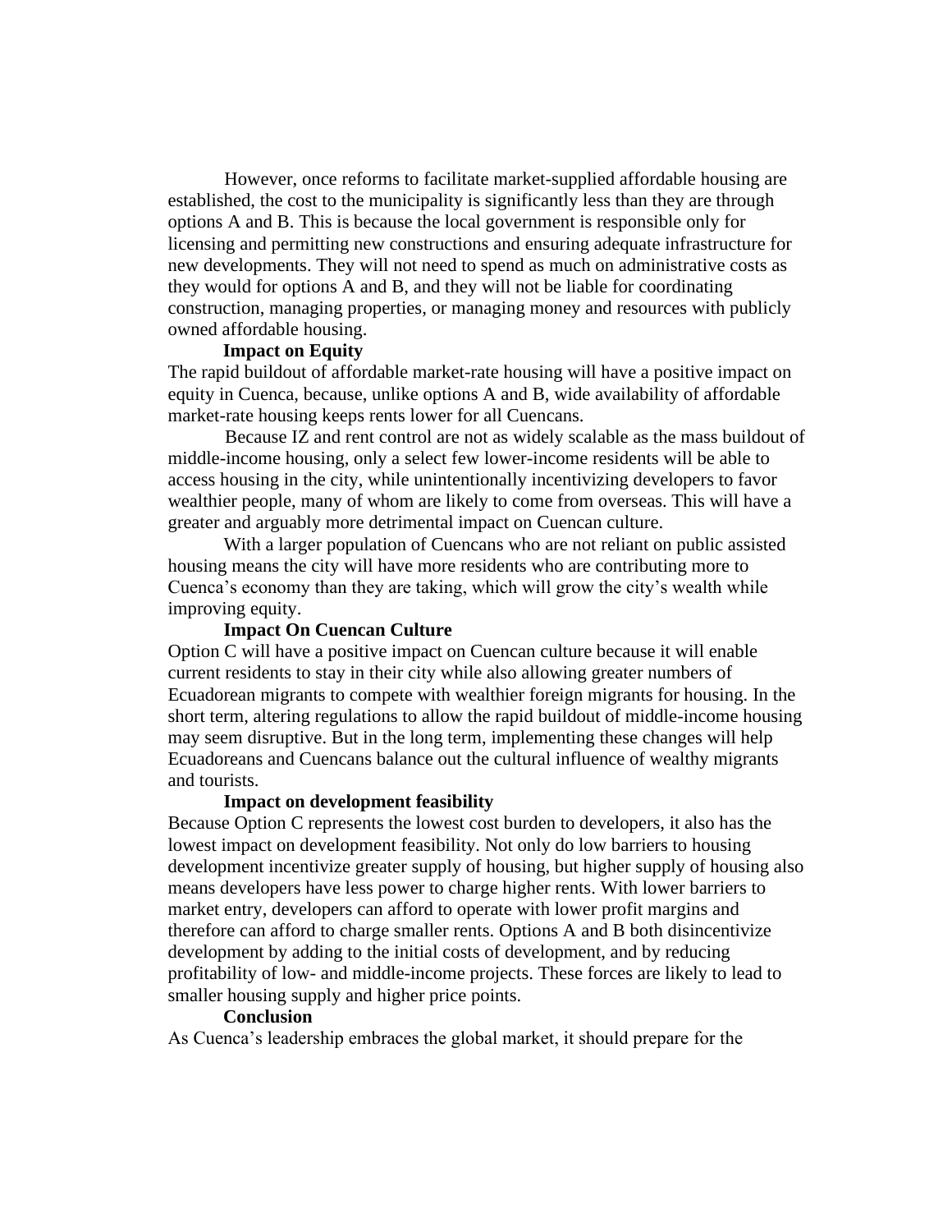However, once reforms to facilitate market-supplied affordable housing are established, the cost to the municipality is significantly less than they are through options A and B. This is because the local government is responsible only for licensing and permitting new constructions and ensuring adequate infrastructure for new developments. They will not need to spend as much on administrative costs as they would for options A and B, and they will not be liable for coordinating construction, managing properties, or managing money and resources with publicly owned affordable housing.

**Impact on Equity**

The rapid buildout of affordable market-rate housing will have a positive impact on equity in Cuenca, because, unlike options A and B, wide availability of affordable market-rate housing keeps rents lower for all Cuencans.

Because IZ and rent control are not as widely scalable as the mass buildout of middle-income housing, only a select few lower-income residents will be able to access housing in the city, while unintentionally incentivizing developers to favor wealthier people, many of whom are likely to come from overseas. This will have a greater and arguably more detrimental impact on Cuencan culture.

With a larger population of Cuencans who are not reliant on public assisted housing means the city will have more residents who are contributing more to Cuenca's economy than they are taking, which will grow the city's wealth while improving equity.

**Impact On Cuencan Culture**

Option C will have a positive impact on Cuencan culture because it will enable current residents to stay in their city while also allowing greater numbers of Ecuadorean migrants to compete with wealthier foreign migrants for housing. In the short term, altering regulations to allow the rapid buildout of middle-income housing may seem disruptive. But in the long term, implementing these changes will help Ecuadoreans and Cuencans balance out the cultural influence of wealthy migrants and tourists.

**Impact on development feasibility**

Because Option C represents the lowest cost burden to developers, it also has the lowest impact on development feasibility. Not only do low barriers to housing development incentivize greater supply of housing, but higher supply of housing also means developers have less power to charge higher rents. With lower barriers to market entry, developers can afford to operate with lower profit margins and therefore can afford to charge smaller rents. Options A and B both disincentivize development by adding to the initial costs of development, and by reducing profitability of low- and middle-income projects. These forces are likely to lead to smaller housing supply and higher price points.

**Conclusion**

As Cuenca's leadership embraces the global market, it should prepare for the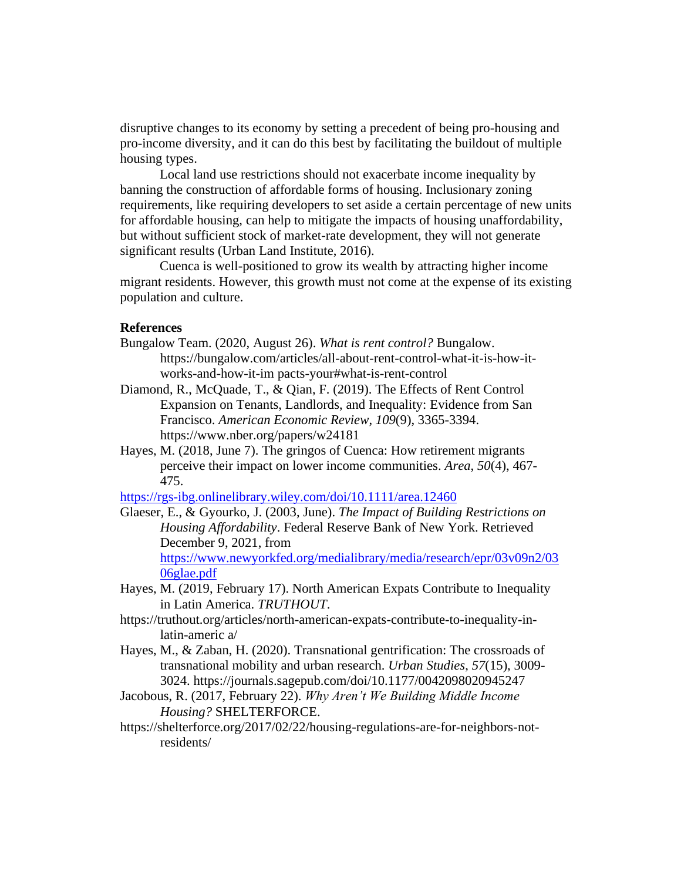disruptive changes to its economy by setting a precedent of being pro-housing and pro-income diversity, and it can do this best by facilitating the buildout of multiple housing types.

Local land use restrictions should not exacerbate income inequality by banning the construction of affordable forms of housing. Inclusionary zoning requirements, like requiring developers to set aside a certain percentage of new units for affordable housing, can help to mitigate the impacts of housing unaffordability, but without sufficient stock of market-rate development, they will not generate significant results (Urban Land Institute, 2016).

Cuenca is well-positioned to grow its wealth by attracting higher income migrant residents. However, this growth must not come at the expense of its existing population and culture.

**References**

Bungalow Team. (2020, August 26). *What is rent control?* Bungalow. https://bungalow.com/articles/all-about-rent-control-what-it-is-how-it-works-and-how-it-im pacts-your#what-is-rent-control

Diamond, R., McQuade, T., & Qian, F. (2019). The Effects of Rent Control Expansion on Tenants, Landlords, and Inequality: Evidence from San Francisco. *American Economic Review*, *109*(9), 3365-3394. https://www.nber.org/papers/w24181

Hayes, M. (2018, June 7). The gringos of Cuenca: How retirement migrants perceive their impact on lower income communities. *Area*, *50*(4), 467-475.
https://rgs-ibg.onlinelibrary.wiley.com/doi/10.1111/area.12460

Glaeser, E., & Gyourko, J. (2003, June). *The Impact of Building Restrictions on Housing Affordability*. Federal Reserve Bank of New York. Retrieved December 9, 2021, from https://www.newyorkfed.org/medialibrary/media/research/epr/03v09n2/0306glae.pdf

Hayes, M. (2019, February 17). North American Expats Contribute to Inequality in Latin America. *TRUTHOUT*.
https://truthout.org/articles/north-american-expats-contribute-to-inequality-in-latin-americ a/

Hayes, M., & Zaban, H. (2020). Transnational gentrification: The crossroads of transnational mobility and urban research. *Urban Studies*, *57*(15), 3009-3024. https://journals.sagepub.com/doi/10.1177/0042098020945247

Jacobous, R. (2017, February 22). *Why Aren't We Building Middle Income Housing?* SHELTERFORCE.
https://shelterforce.org/2017/02/22/housing-regulations-are-for-neighbors-not-residents/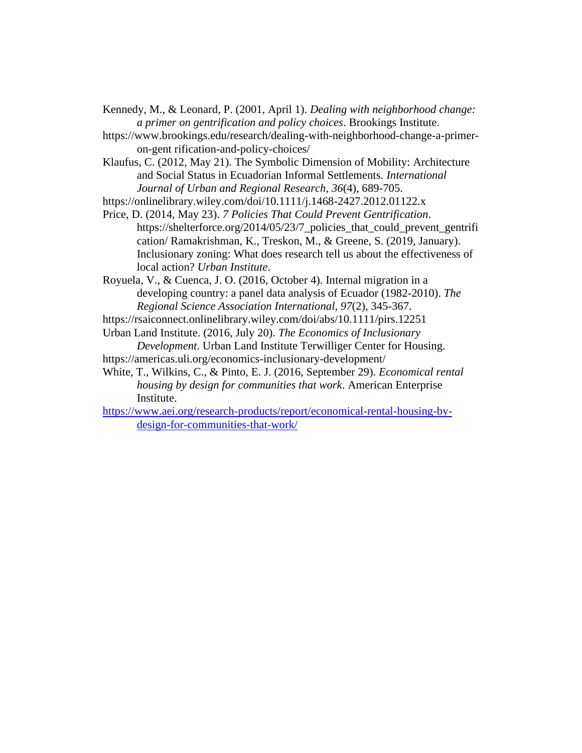Kennedy, M., & Leonard, P. (2001, April 1). *Dealing with neighborhood change: a primer on gentrification and policy choices*. Brookings Institute.

https://www.brookings.edu/research/dealing-with-neighborhood-change-a-primer-on-gent rification-and-policy-choices/

Klaufus, C. (2012, May 21). The Symbolic Dimension of Mobility: Architecture and Social Status in Ecuadorian Informal Settlements. *International Journal of Urban and Regional Research*, *36*(4), 689-705.

https://onlinelibrary.wiley.com/doi/10.1111/j.1468-2427.2012.01122.x

Price, D. (2014, May 23). *7 Policies That Could Prevent Gentrification*. https://shelterforce.org/2014/05/23/7_policies_that_could_prevent_gentrification/ Ramakrishman, K., Treskon, M., & Greene, S. (2019, January). Inclusionary zoning: What does research tell us about the effectiveness of local action? *Urban Institute*.

Royuela, V., & Cuenca, J. O. (2016, October 4). Internal migration in a developing country: a panel data analysis of Ecuador (1982-2010). *The Regional Science Association International*, *97*(2), 345-367.

https://rsaiconnect.onlinelibrary.wiley.com/doi/abs/10.1111/pirs.12251

Urban Land Institute. (2016, July 20). *The Economics of Inclusionary Development*. Urban Land Institute Terwilliger Center for Housing.

https://americas.uli.org/economics-inclusionary-development/

White, T., Wilkins, C., & Pinto, E. J. (2016, September 29). *Economical rental housing by design for communities that work*. American Enterprise Institute.

https://www.aei.org/research-products/report/economical-rental-housing-by-design-for-communities-that-work/